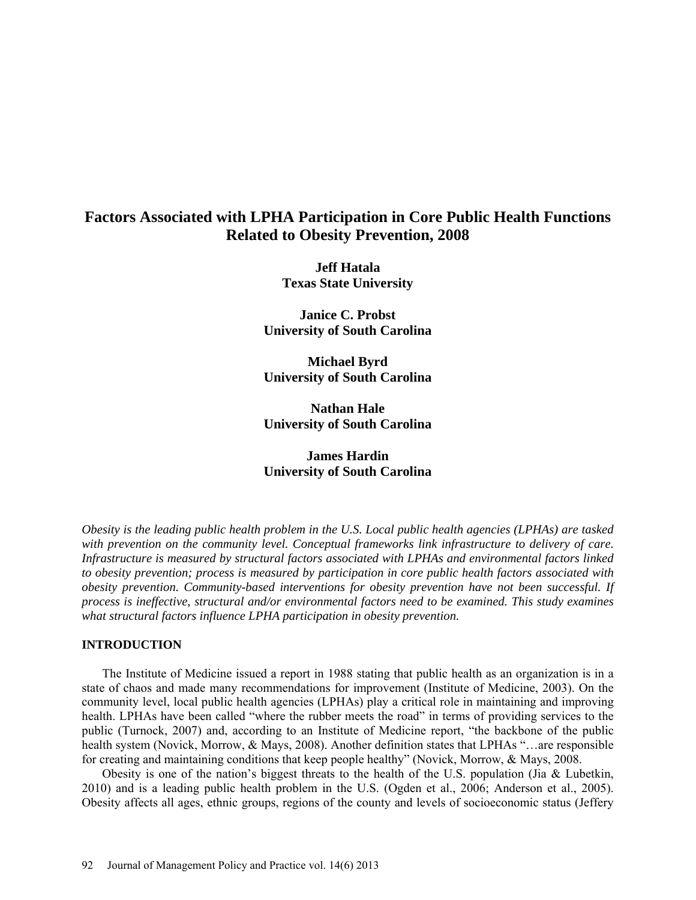# Factors Associated with LPHA Participation in Core Public Health Functions Related to Obesity Prevention, 2008

**Jeff Hatala**
**Texas State University**

**Janice C. Probst**
**University of South Carolina**

**Michael Byrd**
**University of South Carolina**

**Nathan Hale**
**University of South Carolina**

**James Hardin**
**University of South Carolina**

*Obesity is the leading public health problem in the U.S. Local public health agencies (LPHAs) are tasked with prevention on the community level. Conceptual frameworks link infrastructure to delivery of care. Infrastructure is measured by structural factors associated with LPHAs and environmental factors linked to obesity prevention; process is measured by participation in core public health factors associated with obesity prevention. Community-based interventions for obesity prevention have not been successful. If process is ineffective, structural and/or environmental factors need to be examined. This study examines what structural factors influence LPHA participation in obesity prevention.*

## INTRODUCTION

The Institute of Medicine issued a report in 1988 stating that public health as an organization is in a state of chaos and made many recommendations for improvement (Institute of Medicine, 2003). On the community level, local public health agencies (LPHAs) play a critical role in maintaining and improving health. LPHAs have been called "where the rubber meets the road" in terms of providing services to the public (Turnock, 2007) and, according to an Institute of Medicine report, "the backbone of the public health system (Novick, Morrow, & Mays, 2008). Another definition states that LPHAs "…are responsible for creating and maintaining conditions that keep people healthy" (Novick, Morrow, & Mays, 2008.

Obesity is one of the nation's biggest threats to the health of the U.S. population (Jia & Lubetkin, 2010) and is a leading public health problem in the U.S. (Ogden et al., 2006; Anderson et al., 2005). Obesity affects all ages, ethnic groups, regions of the county and levels of socioeconomic status (Jeffery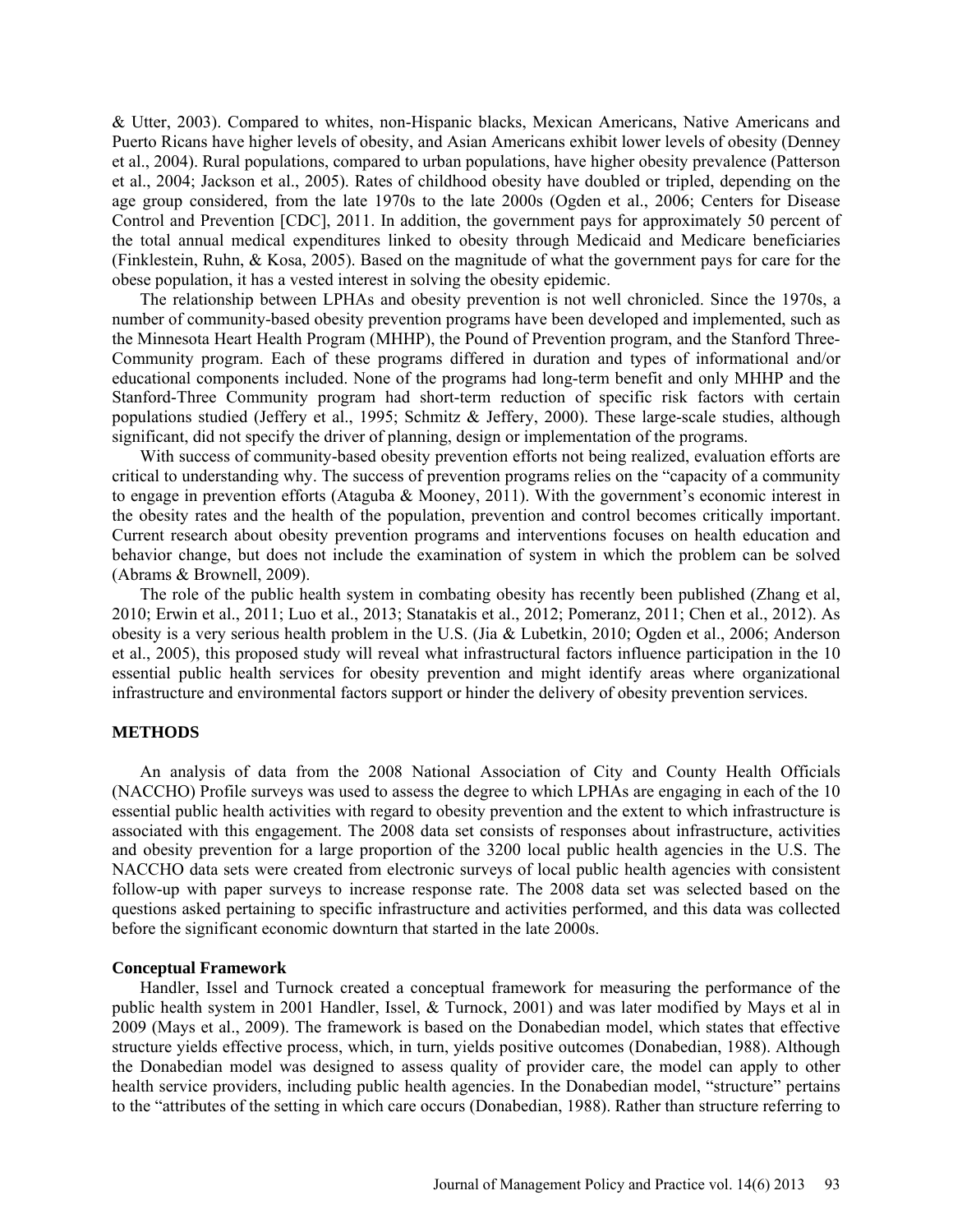& Utter, 2003). Compared to whites, non-Hispanic blacks, Mexican Americans, Native Americans and Puerto Ricans have higher levels of obesity, and Asian Americans exhibit lower levels of obesity (Denney et al., 2004). Rural populations, compared to urban populations, have higher obesity prevalence (Patterson et al., 2004; Jackson et al., 2005). Rates of childhood obesity have doubled or tripled, depending on the age group considered, from the late 1970s to the late 2000s (Ogden et al., 2006; Centers for Disease Control and Prevention [CDC], 2011. In addition, the government pays for approximately 50 percent of the total annual medical expenditures linked to obesity through Medicaid and Medicare beneficiaries (Finklestein, Ruhn, & Kosa, 2005). Based on the magnitude of what the government pays for care for the obese population, it has a vested interest in solving the obesity epidemic.

The relationship between LPHAs and obesity prevention is not well chronicled. Since the 1970s, a number of community-based obesity prevention programs have been developed and implemented, such as the Minnesota Heart Health Program (MHHP), the Pound of Prevention program, and the Stanford Three-Community program. Each of these programs differed in duration and types of informational and/or educational components included. None of the programs had long-term benefit and only MHHP and the Stanford-Three Community program had short-term reduction of specific risk factors with certain populations studied (Jeffery et al., 1995; Schmitz & Jeffery, 2000). These large-scale studies, although significant, did not specify the driver of planning, design or implementation of the programs.

With success of community-based obesity prevention efforts not being realized, evaluation efforts are critical to understanding why. The success of prevention programs relies on the "capacity of a community to engage in prevention efforts (Ataguba & Mooney, 2011). With the government's economic interest in the obesity rates and the health of the population, prevention and control becomes critically important. Current research about obesity prevention programs and interventions focuses on health education and behavior change, but does not include the examination of system in which the problem can be solved (Abrams & Brownell, 2009).

The role of the public health system in combating obesity has recently been published (Zhang et al, 2010; Erwin et al., 2011; Luo et al., 2013; Stanatakis et al., 2012; Pomeranz, 2011; Chen et al., 2012). As obesity is a very serious health problem in the U.S. (Jia & Lubetkin, 2010; Ogden et al., 2006; Anderson et al., 2005), this proposed study will reveal what infrastructural factors influence participation in the 10 essential public health services for obesity prevention and might identify areas where organizational infrastructure and environmental factors support or hinder the delivery of obesity prevention services.

## METHODS

An analysis of data from the 2008 National Association of City and County Health Officials (NACCHO) Profile surveys was used to assess the degree to which LPHAs are engaging in each of the 10 essential public health activities with regard to obesity prevention and the extent to which infrastructure is associated with this engagement. The 2008 data set consists of responses about infrastructure, activities and obesity prevention for a large proportion of the 3200 local public health agencies in the U.S. The NACCHO data sets were created from electronic surveys of local public health agencies with consistent follow-up with paper surveys to increase response rate. The 2008 data set was selected based on the questions asked pertaining to specific infrastructure and activities performed, and this data was collected before the significant economic downturn that started in the late 2000s.

### Conceptual Framework

Handler, Issel and Turnock created a conceptual framework for measuring the performance of the public health system in 2001 Handler, Issel, & Turnock, 2001) and was later modified by Mays et al in 2009 (Mays et al., 2009). The framework is based on the Donabedian model, which states that effective structure yields effective process, which, in turn, yields positive outcomes (Donabedian, 1988). Although the Donabedian model was designed to assess quality of provider care, the model can apply to other health service providers, including public health agencies. In the Donabedian model, "structure" pertains to the "attributes of the setting in which care occurs (Donabedian, 1988). Rather than structure referring to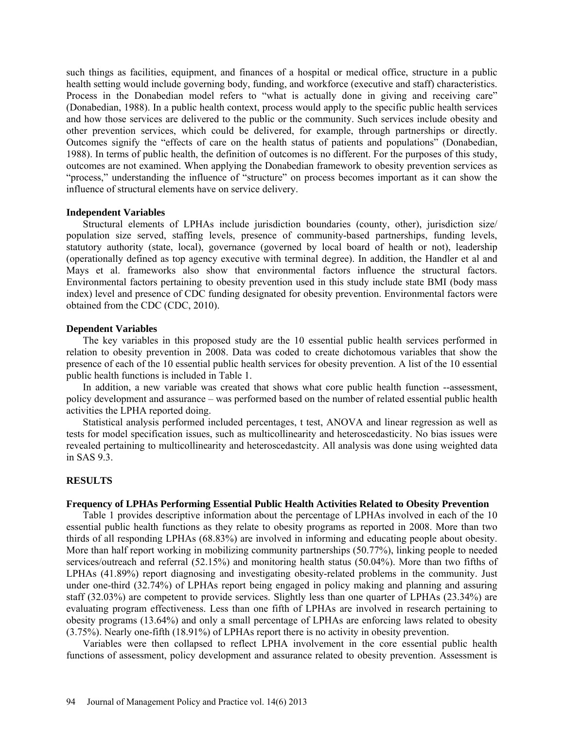such things as facilities, equipment, and finances of a hospital or medical office, structure in a public health setting would include governing body, funding, and workforce (executive and staff) characteristics. Process in the Donabedian model refers to "what is actually done in giving and receiving care" (Donabedian, 1988). In a public health context, process would apply to the specific public health services and how those services are delivered to the public or the community. Such services include obesity and other prevention services, which could be delivered, for example, through partnerships or directly. Outcomes signify the "effects of care on the health status of patients and populations" (Donabedian, 1988). In terms of public health, the definition of outcomes is no different. For the purposes of this study, outcomes are not examined. When applying the Donabedian framework to obesity prevention services as "process," understanding the influence of "structure" on process becomes important as it can show the influence of structural elements have on service delivery.

### Independent Variables

Structural elements of LPHAs include jurisdiction boundaries (county, other), jurisdiction size/ population size served, staffing levels, presence of community-based partnerships, funding levels, statutory authority (state, local), governance (governed by local board of health or not), leadership (operationally defined as top agency executive with terminal degree). In addition, the Handler et al and Mays et al. frameworks also show that environmental factors influence the structural factors. Environmental factors pertaining to obesity prevention used in this study include state BMI (body mass index) level and presence of CDC funding designated for obesity prevention. Environmental factors were obtained from the CDC (CDC, 2010).

### Dependent Variables

The key variables in this proposed study are the 10 essential public health services performed in relation to obesity prevention in 2008. Data was coded to create dichotomous variables that show the presence of each of the 10 essential public health services for obesity prevention. A list of the 10 essential public health functions is included in Table 1.

In addition, a new variable was created that shows what core public health function --assessment, policy development and assurance – was performed based on the number of related essential public health activities the LPHA reported doing.

Statistical analysis performed included percentages, t test, ANOVA and linear regression as well as tests for model specification issues, such as multicollinearity and heteroscedasticity. No bias issues were revealed pertaining to multicollinearity and heteroscedastcity. All analysis was done using weighted data in SAS 9.3.

## RESULTS

### Frequency of LPHAs Performing Essential Public Health Activities Related to Obesity Prevention

Table 1 provides descriptive information about the percentage of LPHAs involved in each of the 10 essential public health functions as they relate to obesity programs as reported in 2008. More than two thirds of all responding LPHAs (68.83%) are involved in informing and educating people about obesity. More than half report working in mobilizing community partnerships (50.77%), linking people to needed services/outreach and referral (52.15%) and monitoring health status (50.04%). More than two fifths of LPHAs (41.89%) report diagnosing and investigating obesity-related problems in the community. Just under one-third (32.74%) of LPHAs report being engaged in policy making and planning and assuring staff (32.03%) are competent to provide services. Slightly less than one quarter of LPHAs (23.34%) are evaluating program effectiveness. Less than one fifth of LPHAs are involved in research pertaining to obesity programs (13.64%) and only a small percentage of LPHAs are enforcing laws related to obesity (3.75%). Nearly one-fifth (18.91%) of LPHAs report there is no activity in obesity prevention.

Variables were then collapsed to reflect LPHA involvement in the core essential public health functions of assessment, policy development and assurance related to obesity prevention. Assessment is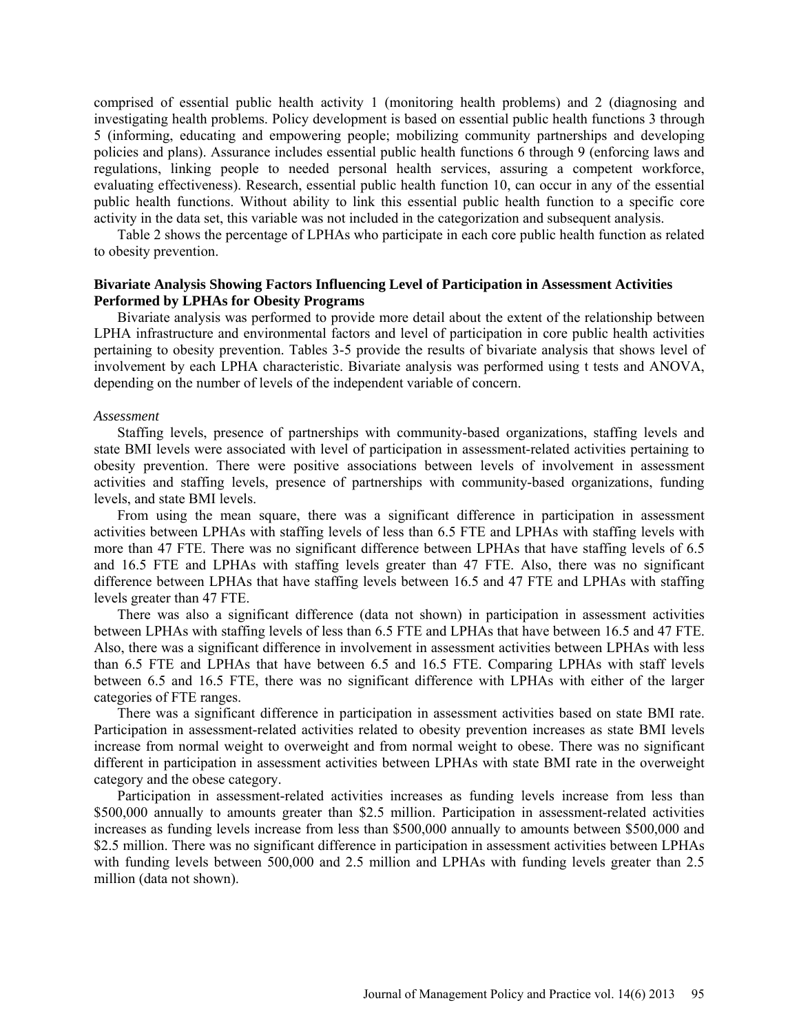comprised of essential public health activity 1 (monitoring health problems) and 2 (diagnosing and investigating health problems. Policy development is based on essential public health functions 3 through 5 (informing, educating and empowering people; mobilizing community partnerships and developing policies and plans). Assurance includes essential public health functions 6 through 9 (enforcing laws and regulations, linking people to needed personal health services, assuring a competent workforce, evaluating effectiveness). Research, essential public health function 10, can occur in any of the essential public health functions. Without ability to link this essential public health function to a specific core activity in the data set, this variable was not included in the categorization and subsequent analysis.

Table 2 shows the percentage of LPHAs who participate in each core public health function as related to obesity prevention.

### Bivariate Analysis Showing Factors Influencing Level of Participation in Assessment Activities Performed by LPHAs for Obesity Programs

Bivariate analysis was performed to provide more detail about the extent of the relationship between LPHA infrastructure and environmental factors and level of participation in core public health activities pertaining to obesity prevention. Tables 3-5 provide the results of bivariate analysis that shows level of involvement by each LPHA characteristic. Bivariate analysis was performed using t tests and ANOVA, depending on the number of levels of the independent variable of concern.

*Assessment*

Staffing levels, presence of partnerships with community-based organizations, staffing levels and state BMI levels were associated with level of participation in assessment-related activities pertaining to obesity prevention. There were positive associations between levels of involvement in assessment activities and staffing levels, presence of partnerships with community-based organizations, funding levels, and state BMI levels.

From using the mean square, there was a significant difference in participation in assessment activities between LPHAs with staffing levels of less than 6.5 FTE and LPHAs with staffing levels with more than 47 FTE. There was no significant difference between LPHAs that have staffing levels of 6.5 and 16.5 FTE and LPHAs with staffing levels greater than 47 FTE. Also, there was no significant difference between LPHAs that have staffing levels between 16.5 and 47 FTE and LPHAs with staffing levels greater than 47 FTE.

There was also a significant difference (data not shown) in participation in assessment activities between LPHAs with staffing levels of less than 6.5 FTE and LPHAs that have between 16.5 and 47 FTE. Also, there was a significant difference in involvement in assessment activities between LPHAs with less than 6.5 FTE and LPHAs that have between 6.5 and 16.5 FTE. Comparing LPHAs with staff levels between 6.5 and 16.5 FTE, there was no significant difference with LPHAs with either of the larger categories of FTE ranges.

There was a significant difference in participation in assessment activities based on state BMI rate. Participation in assessment-related activities related to obesity prevention increases as state BMI levels increase from normal weight to overweight and from normal weight to obese. There was no significant different in participation in assessment activities between LPHAs with state BMI rate in the overweight category and the obese category.

Participation in assessment-related activities increases as funding levels increase from less than \$500,000 annually to amounts greater than \$2.5 million. Participation in assessment-related activities increases as funding levels increase from less than \$500,000 annually to amounts between \$500,000 and \$2.5 million. There was no significant difference in participation in assessment activities between LPHAs with funding levels between 500,000 and 2.5 million and LPHAs with funding levels greater than 2.5 million (data not shown).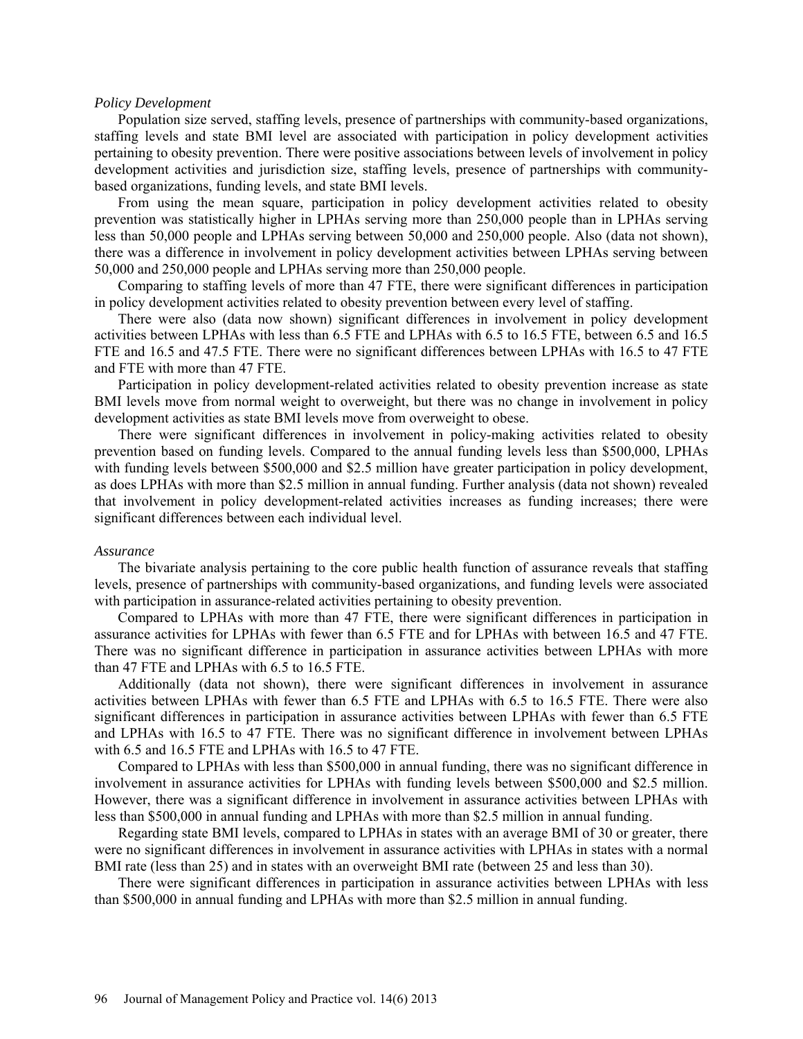*Policy Development*

Population size served, staffing levels, presence of partnerships with community-based organizations, staffing levels and state BMI level are associated with participation in policy development activities pertaining to obesity prevention. There were positive associations between levels of involvement in policy development activities and jurisdiction size, staffing levels, presence of partnerships with community-based organizations, funding levels, and state BMI levels.

From using the mean square, participation in policy development activities related to obesity prevention was statistically higher in LPHAs serving more than 250,000 people than in LPHAs serving less than 50,000 people and LPHAs serving between 50,000 and 250,000 people. Also (data not shown), there was a difference in involvement in policy development activities between LPHAs serving between 50,000 and 250,000 people and LPHAs serving more than 250,000 people.

Comparing to staffing levels of more than 47 FTE, there were significant differences in participation in policy development activities related to obesity prevention between every level of staffing.

There were also (data now shown) significant differences in involvement in policy development activities between LPHAs with less than 6.5 FTE and LPHAs with 6.5 to 16.5 FTE, between 6.5 and 16.5 FTE and 16.5 and 47.5 FTE. There were no significant differences between LPHAs with 16.5 to 47 FTE and FTE with more than 47 FTE.

Participation in policy development-related activities related to obesity prevention increase as state BMI levels move from normal weight to overweight, but there was no change in involvement in policy development activities as state BMI levels move from overweight to obese.

There were significant differences in involvement in policy-making activities related to obesity prevention based on funding levels. Compared to the annual funding levels less than $500,000, LPHAs with funding levels between $500,000 and $2.5 million have greater participation in policy development, as does LPHAs with more than $2.5 million in annual funding. Further analysis (data not shown) revealed that involvement in policy development-related activities increases as funding increases; there were significant differences between each individual level.

*Assurance*

The bivariate analysis pertaining to the core public health function of assurance reveals that staffing levels, presence of partnerships with community-based organizations, and funding levels were associated with participation in assurance-related activities pertaining to obesity prevention.

Compared to LPHAs with more than 47 FTE, there were significant differences in participation in assurance activities for LPHAs with fewer than 6.5 FTE and for LPHAs with between 16.5 and 47 FTE. There was no significant difference in participation in assurance activities between LPHAs with more than 47 FTE and LPHAs with 6.5 to 16.5 FTE.

Additionally (data not shown), there were significant differences in involvement in assurance activities between LPHAs with fewer than 6.5 FTE and LPHAs with 6.5 to 16.5 FTE. There were also significant differences in participation in assurance activities between LPHAs with fewer than 6.5 FTE and LPHAs with 16.5 to 47 FTE. There was no significant difference in involvement between LPHAs with 6.5 and 16.5 FTE and LPHAs with 16.5 to 47 FTE.

Compared to LPHAs with less than $500,000 in annual funding, there was no significant difference in involvement in assurance activities for LPHAs with funding levels between $500,000 and $2.5 million. However, there was a significant difference in involvement in assurance activities between LPHAs with less than $500,000 in annual funding and LPHAs with more than $2.5 million in annual funding.

Regarding state BMI levels, compared to LPHAs in states with an average BMI of 30 or greater, there were no significant differences in involvement in assurance activities with LPHAs in states with a normal BMI rate (less than 25) and in states with an overweight BMI rate (between 25 and less than 30).

There were significant differences in participation in assurance activities between LPHAs with less than $500,000 in annual funding and LPHAs with more than $2.5 million in annual funding.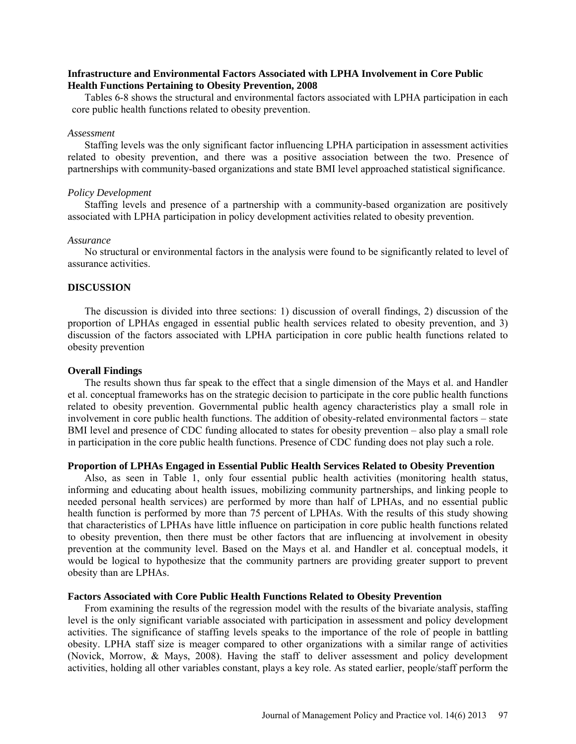**Infrastructure and Environmental Factors Associated with LPHA Involvement in Core Public Health Functions Pertaining to Obesity Prevention, 2008**

Tables 6-8 shows the structural and environmental factors associated with LPHA participation in each core public health functions related to obesity prevention.

*Assessment*

Staffing levels was the only significant factor influencing LPHA participation in assessment activities related to obesity prevention, and there was a positive association between the two. Presence of partnerships with community-based organizations and state BMI level approached statistical significance.

*Policy Development*

Staffing levels and presence of a partnership with a community-based organization are positively associated with LPHA participation in policy development activities related to obesity prevention.

*Assurance*

No structural or environmental factors in the analysis were found to be significantly related to level of assurance activities.

## DISCUSSION

The discussion is divided into three sections: 1) discussion of overall findings, 2) discussion of the proportion of LPHAs engaged in essential public health services related to obesity prevention, and 3) discussion of the factors associated with LPHA participation in core public health functions related to obesity prevention

### Overall Findings

The results shown thus far speak to the effect that a single dimension of the Mays et al. and Handler et al. conceptual frameworks has on the strategic decision to participate in the core public health functions related to obesity prevention. Governmental public health agency characteristics play a small role in involvement in core public health functions. The addition of obesity-related environmental factors – state BMI level and presence of CDC funding allocated to states for obesity prevention – also play a small role in participation in the core public health functions. Presence of CDC funding does not play such a role.

### Proportion of LPHAs Engaged in Essential Public Health Services Related to Obesity Prevention

Also, as seen in Table 1, only four essential public health activities (monitoring health status, informing and educating about health issues, mobilizing community partnerships, and linking people to needed personal health services) are performed by more than half of LPHAs, and no essential public health function is performed by more than 75 percent of LPHAs. With the results of this study showing that characteristics of LPHAs have little influence on participation in core public health functions related to obesity prevention, then there must be other factors that are influencing at involvement in obesity prevention at the community level. Based on the Mays et al. and Handler et al. conceptual models, it would be logical to hypothesize that the community partners are providing greater support to prevent obesity than are LPHAs.

### Factors Associated with Core Public Health Functions Related to Obesity Prevention

From examining the results of the regression model with the results of the bivariate analysis, staffing level is the only significant variable associated with participation in assessment and policy development activities. The significance of staffing levels speaks to the importance of the role of people in battling obesity. LPHA staff size is meager compared to other organizations with a similar range of activities (Novick, Morrow, & Mays, 2008). Having the staff to deliver assessment and policy development activities, holding all other variables constant, plays a key role. As stated earlier, people/staff perform the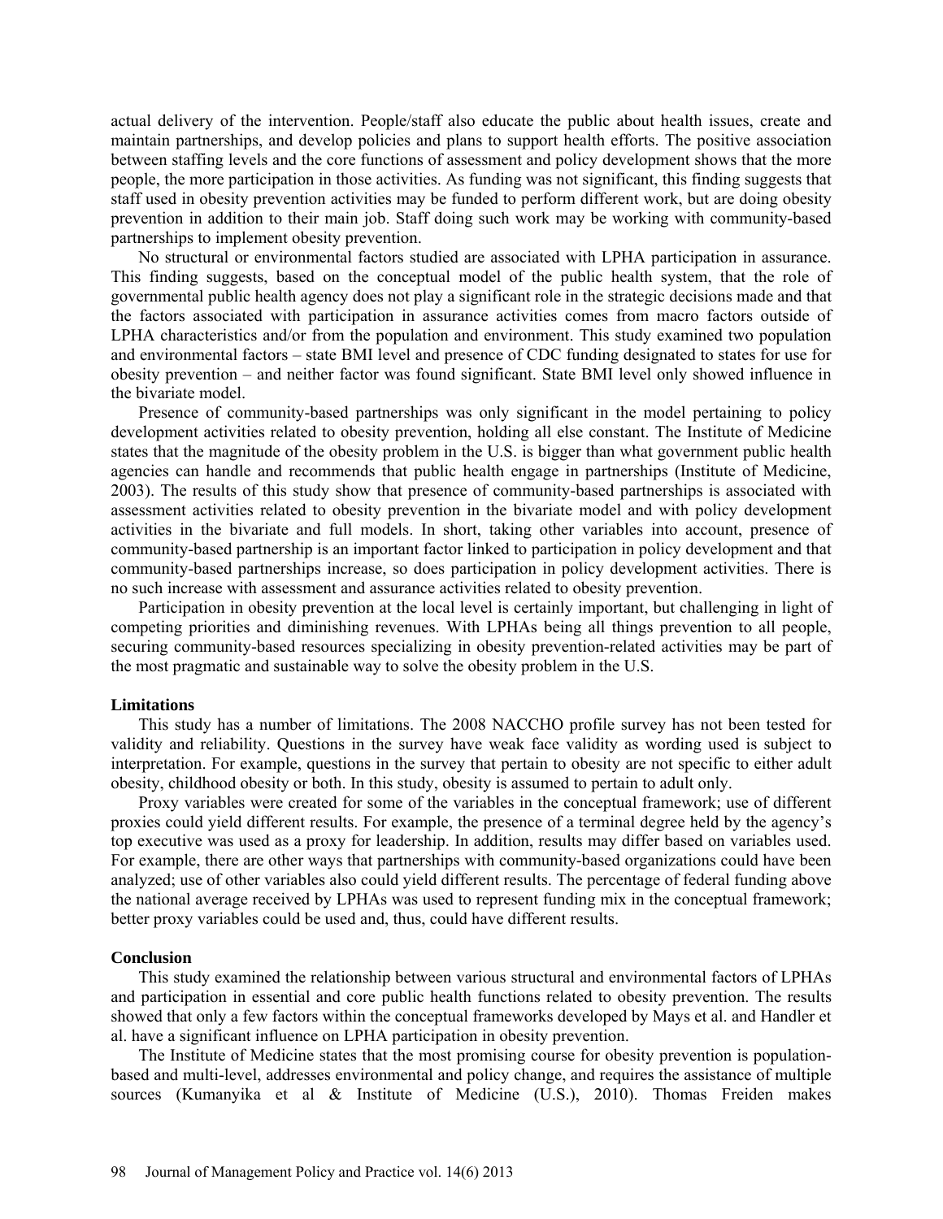actual delivery of the intervention. People/staff also educate the public about health issues, create and maintain partnerships, and develop policies and plans to support health efforts. The positive association between staffing levels and the core functions of assessment and policy development shows that the more people, the more participation in those activities. As funding was not significant, this finding suggests that staff used in obesity prevention activities may be funded to perform different work, but are doing obesity prevention in addition to their main job. Staff doing such work may be working with community-based partnerships to implement obesity prevention.

No structural or environmental factors studied are associated with LPHA participation in assurance. This finding suggests, based on the conceptual model of the public health system, that the role of governmental public health agency does not play a significant role in the strategic decisions made and that the factors associated with participation in assurance activities comes from macro factors outside of LPHA characteristics and/or from the population and environment. This study examined two population and environmental factors – state BMI level and presence of CDC funding designated to states for use for obesity prevention – and neither factor was found significant. State BMI level only showed influence in the bivariate model.

Presence of community-based partnerships was only significant in the model pertaining to policy development activities related to obesity prevention, holding all else constant. The Institute of Medicine states that the magnitude of the obesity problem in the U.S. is bigger than what government public health agencies can handle and recommends that public health engage in partnerships (Institute of Medicine, 2003). The results of this study show that presence of community-based partnerships is associated with assessment activities related to obesity prevention in the bivariate model and with policy development activities in the bivariate and full models. In short, taking other variables into account, presence of community-based partnership is an important factor linked to participation in policy development and that community-based partnerships increase, so does participation in policy development activities. There is no such increase with assessment and assurance activities related to obesity prevention.

Participation in obesity prevention at the local level is certainly important, but challenging in light of competing priorities and diminishing revenues. With LPHAs being all things prevention to all people, securing community-based resources specializing in obesity prevention-related activities may be part of the most pragmatic and sustainable way to solve the obesity problem in the U.S.

### Limitations

This study has a number of limitations. The 2008 NACCHO profile survey has not been tested for validity and reliability. Questions in the survey have weak face validity as wording used is subject to interpretation. For example, questions in the survey that pertain to obesity are not specific to either adult obesity, childhood obesity or both. In this study, obesity is assumed to pertain to adult only.

Proxy variables were created for some of the variables in the conceptual framework; use of different proxies could yield different results. For example, the presence of a terminal degree held by the agency's top executive was used as a proxy for leadership. In addition, results may differ based on variables used. For example, there are other ways that partnerships with community-based organizations could have been analyzed; use of other variables also could yield different results. The percentage of federal funding above the national average received by LPHAs was used to represent funding mix in the conceptual framework; better proxy variables could be used and, thus, could have different results.

### Conclusion

This study examined the relationship between various structural and environmental factors of LPHAs and participation in essential and core public health functions related to obesity prevention. The results showed that only a few factors within the conceptual frameworks developed by Mays et al. and Handler et al. have a significant influence on LPHA participation in obesity prevention.

The Institute of Medicine states that the most promising course for obesity prevention is population-based and multi-level, addresses environmental and policy change, and requires the assistance of multiple sources (Kumanyika et al & Institute of Medicine (U.S.), 2010). Thomas Freiden makes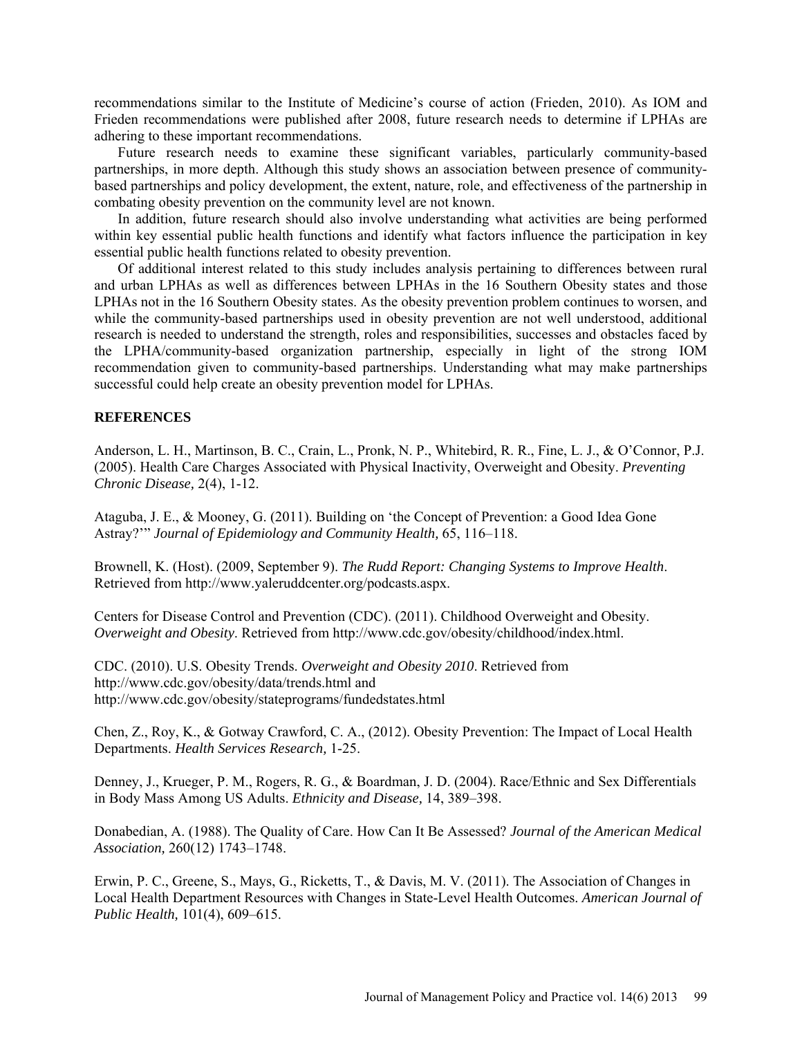recommendations similar to the Institute of Medicine's course of action (Frieden, 2010). As IOM and Frieden recommendations were published after 2008, future research needs to determine if LPHAs are adhering to these important recommendations.

Future research needs to examine these significant variables, particularly community-based partnerships, in more depth. Although this study shows an association between presence of community-based partnerships and policy development, the extent, nature, role, and effectiveness of the partnership in combating obesity prevention on the community level are not known.

In addition, future research should also involve understanding what activities are being performed within key essential public health functions and identify what factors influence the participation in key essential public health functions related to obesity prevention.

Of additional interest related to this study includes analysis pertaining to differences between rural and urban LPHAs as well as differences between LPHAs in the 16 Southern Obesity states and those LPHAs not in the 16 Southern Obesity states. As the obesity prevention problem continues to worsen, and while the community-based partnerships used in obesity prevention are not well understood, additional research is needed to understand the strength, roles and responsibilities, successes and obstacles faced by the LPHA/community-based organization partnership, especially in light of the strong IOM recommendation given to community-based partnerships. Understanding what may make partnerships successful could help create an obesity prevention model for LPHAs.

## REFERENCES

Anderson, L. H., Martinson, B. C., Crain, L., Pronk, N. P., Whitebird, R. R., Fine, L. J., & O'Connor, P.J. (2005). Health Care Charges Associated with Physical Inactivity, Overweight and Obesity. *Preventing Chronic Disease,* 2(4), 1-12.

Ataguba, J. E., & Mooney, G. (2011). Building on 'the Concept of Prevention: a Good Idea Gone Astray?'" *Journal of Epidemiology and Community Health,* 65, 116–118.

Brownell, K. (Host). (2009, September 9). *The Rudd Report: Changing Systems to Improve Health*. Retrieved from http://www.yaleruddcenter.org/podcasts.aspx.

Centers for Disease Control and Prevention (CDC). (2011). Childhood Overweight and Obesity. *Overweight and Obesity.* Retrieved from http://www.cdc.gov/obesity/childhood/index.html.

CDC. (2010). U.S. Obesity Trends. *Overweight and Obesity 2010*. Retrieved from http://www.cdc.gov/obesity/data/trends.html and http://www.cdc.gov/obesity/stateprograms/fundedstates.html

Chen, Z., Roy, K., & Gotway Crawford, C. A., (2012). Obesity Prevention: The Impact of Local Health Departments. *Health Services Research,* 1-25.

Denney, J., Krueger, P. M., Rogers, R. G., & Boardman, J. D. (2004). Race/Ethnic and Sex Differentials in Body Mass Among US Adults. *Ethnicity and Disease,* 14, 389–398.

Donabedian, A. (1988). The Quality of Care. How Can It Be Assessed? *Journal of the American Medical Association,* 260(12) 1743–1748.

Erwin, P. C., Greene, S., Mays, G., Ricketts, T., & Davis, M. V. (2011). The Association of Changes in Local Health Department Resources with Changes in State-Level Health Outcomes. *American Journal of Public Health,* 101(4), 609–615.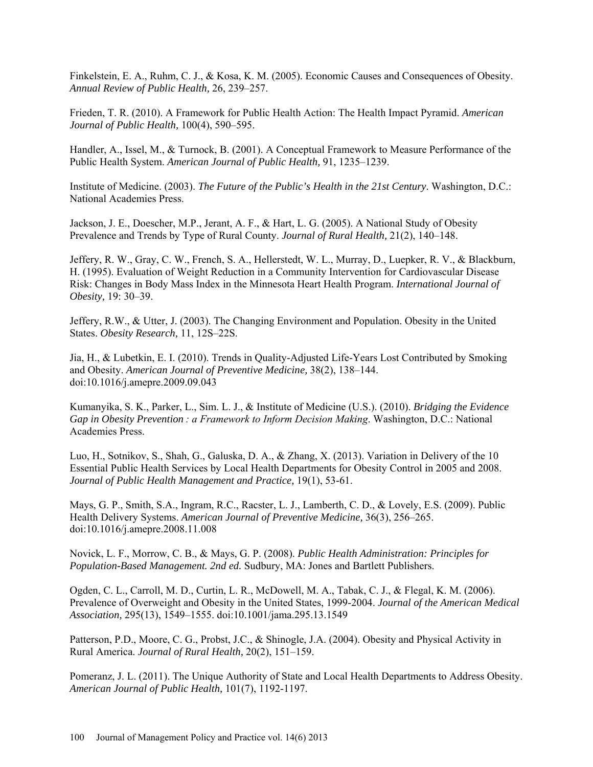Finkelstein, E. A., Ruhm, C. J., & Kosa, K. M. (2005). Economic Causes and Consequences of Obesity. *Annual Review of Public Health,* 26, 239–257.

Frieden, T. R. (2010). A Framework for Public Health Action: The Health Impact Pyramid. *American Journal of Public Health,* 100(4), 590–595.

Handler, A., Issel, M., & Turnock, B. (2001). A Conceptual Framework to Measure Performance of the Public Health System. *American Journal of Public Health,* 91, 1235–1239.

Institute of Medicine. (2003). *The Future of the Public's Health in the 21st Century*. Washington, D.C.: National Academies Press.

Jackson, J. E., Doescher, M.P., Jerant, A. F., & Hart, L. G. (2005). A National Study of Obesity Prevalence and Trends by Type of Rural County. *Journal of Rural Health,* 21(2), 140–148.

Jeffery, R. W., Gray, C. W., French, S. A., Hellerstedt, W. L., Murray, D., Luepker, R. V., & Blackburn, H. (1995). Evaluation of Weight Reduction in a Community Intervention for Cardiovascular Disease Risk: Changes in Body Mass Index in the Minnesota Heart Health Program. *International Journal of Obesity,* 19: 30–39.

Jeffery, R.W., & Utter, J. (2003). The Changing Environment and Population. Obesity in the United States. *Obesity Research,* 11, 12S–22S.

Jia, H., & Lubetkin, E. I. (2010). Trends in Quality-Adjusted Life-Years Lost Contributed by Smoking and Obesity. *American Journal of Preventive Medicine,* 38(2), 138–144. doi:10.1016/j.amepre.2009.09.043

Kumanyika, S. K., Parker, L., Sim. L. J., & Institute of Medicine (U.S.). (2010). *Bridging the Evidence Gap in Obesity Prevention : a Framework to Inform Decision Making*. Washington, D.C.: National Academies Press.

Luo, H., Sotnikov, S., Shah, G., Galuska, D. A., & Zhang, X. (2013). Variation in Delivery of the 10 Essential Public Health Services by Local Health Departments for Obesity Control in 2005 and 2008. *Journal of Public Health Management and Practice,* 19(1), 53-61.

Mays, G. P., Smith, S.A., Ingram, R.C., Racster, L. J., Lamberth, C. D., & Lovely, E.S. (2009). Public Health Delivery Systems. *American Journal of Preventive Medicine,* 36(3), 256–265. doi:10.1016/j.amepre.2008.11.008

Novick, L. F., Morrow, C. B., & Mays, G. P. (2008). *Public Health Administration: Principles for Population-Based Management. 2nd ed.* Sudbury, MA: Jones and Bartlett Publishers.

Ogden, C. L., Carroll, M. D., Curtin, L. R., McDowell, M. A., Tabak, C. J., & Flegal, K. M. (2006). Prevalence of Overweight and Obesity in the United States, 1999-2004. *Journal of the American Medical Association,* 295(13), 1549–1555. doi:10.1001/jama.295.13.1549

Patterson, P.D., Moore, C. G., Probst, J.C., & Shinogle, J.A. (2004). Obesity and Physical Activity in Rural America. *Journal of Rural Health,* 20(2), 151–159.

Pomeranz, J. L. (2011). The Unique Authority of State and Local Health Departments to Address Obesity. *American Journal of Public Health,* 101(7), 1192-1197.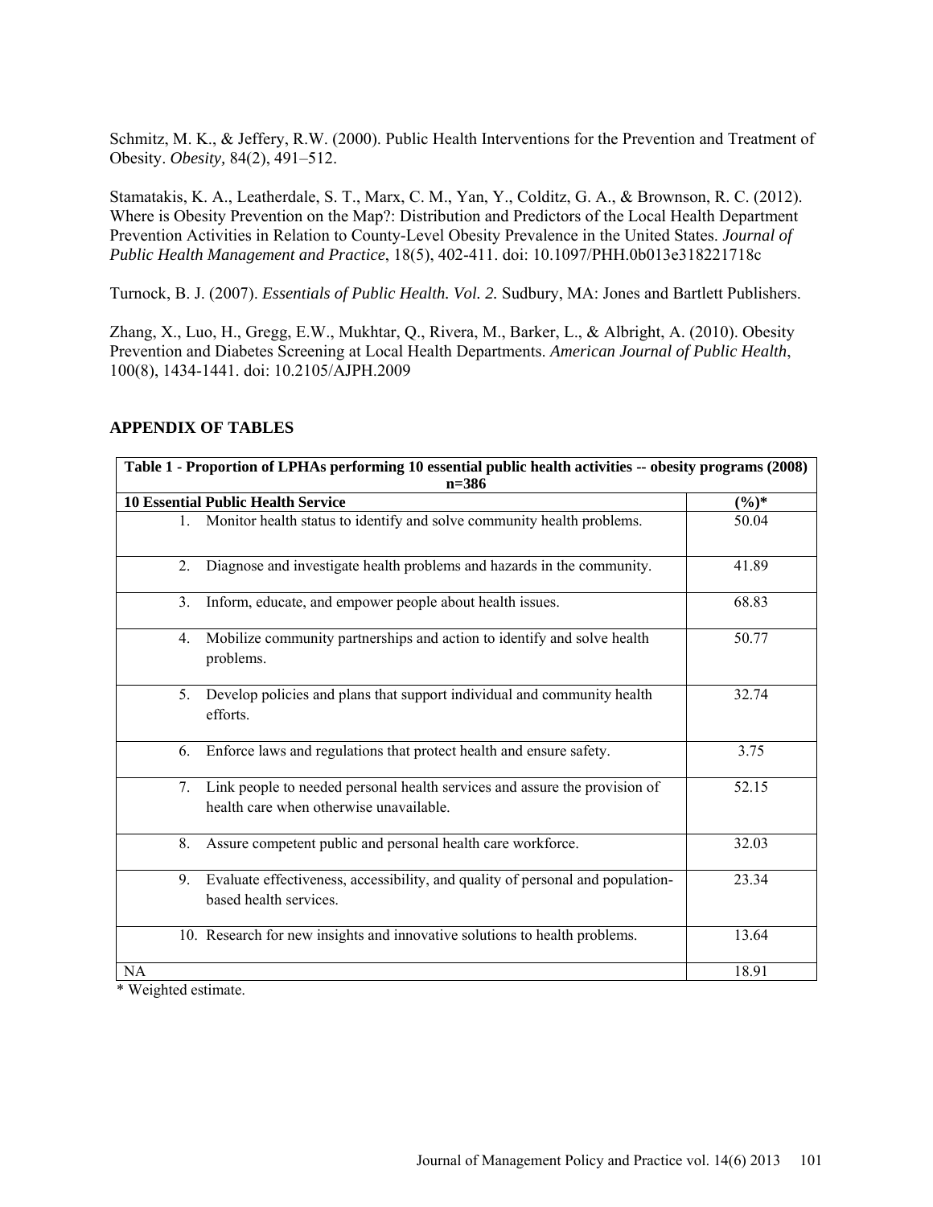Schmitz, M. K., & Jeffery, R.W. (2000). Public Health Interventions for the Prevention and Treatment of Obesity. *Obesity,* 84(2), 491–512.

Stamatakis, K. A., Leatherdale, S. T., Marx, C. M., Yan, Y., Colditz, G. A., & Brownson, R. C. (2012). Where is Obesity Prevention on the Map?: Distribution and Predictors of the Local Health Department Prevention Activities in Relation to County-Level Obesity Prevalence in the United States. *Journal of Public Health Management and Practice*, 18(5), 402-411. doi: 10.1097/PHH.0b013e318221718c

Turnock, B. J. (2007). *Essentials of Public Health. Vol. 2.* Sudbury, MA: Jones and Bartlett Publishers.

Zhang, X., Luo, H., Gregg, E.W., Mukhtar, Q., Rivera, M., Barker, L., & Albright, A. (2010). Obesity Prevention and Diabetes Screening at Local Health Departments. *American Journal of Public Health*, 100(8), 1434-1441. doi: 10.2105/AJPH.2009

## APPENDIX OF TABLES

**Table 1 - Proportion of LPHAs performing 10 essential public health activities -- obesity programs (2008) n=386**

| 10 Essential Public Health Service | (%)* |
|---|---|
| 1. Monitor health status to identify and solve community health problems. | 50.04 |
| 2. Diagnose and investigate health problems and hazards in the community. | 41.89 |
| 3. Inform, educate, and empower people about health issues. | 68.83 |
| 4. Mobilize community partnerships and action to identify and solve health problems. | 50.77 |
| 5. Develop policies and plans that support individual and community health efforts. | 32.74 |
| 6. Enforce laws and regulations that protect health and ensure safety. | 3.75 |
| 7. Link people to needed personal health services and assure the provision of health care when otherwise unavailable. | 52.15 |
| 8. Assure competent public and personal health care workforce. | 32.03 |
| 9. Evaluate effectiveness, accessibility, and quality of personal and population-based health services. | 23.34 |
| 10. Research for new insights and innovative solutions to health problems. | 13.64 |
| NA | 18.91 |

\* Weighted estimate.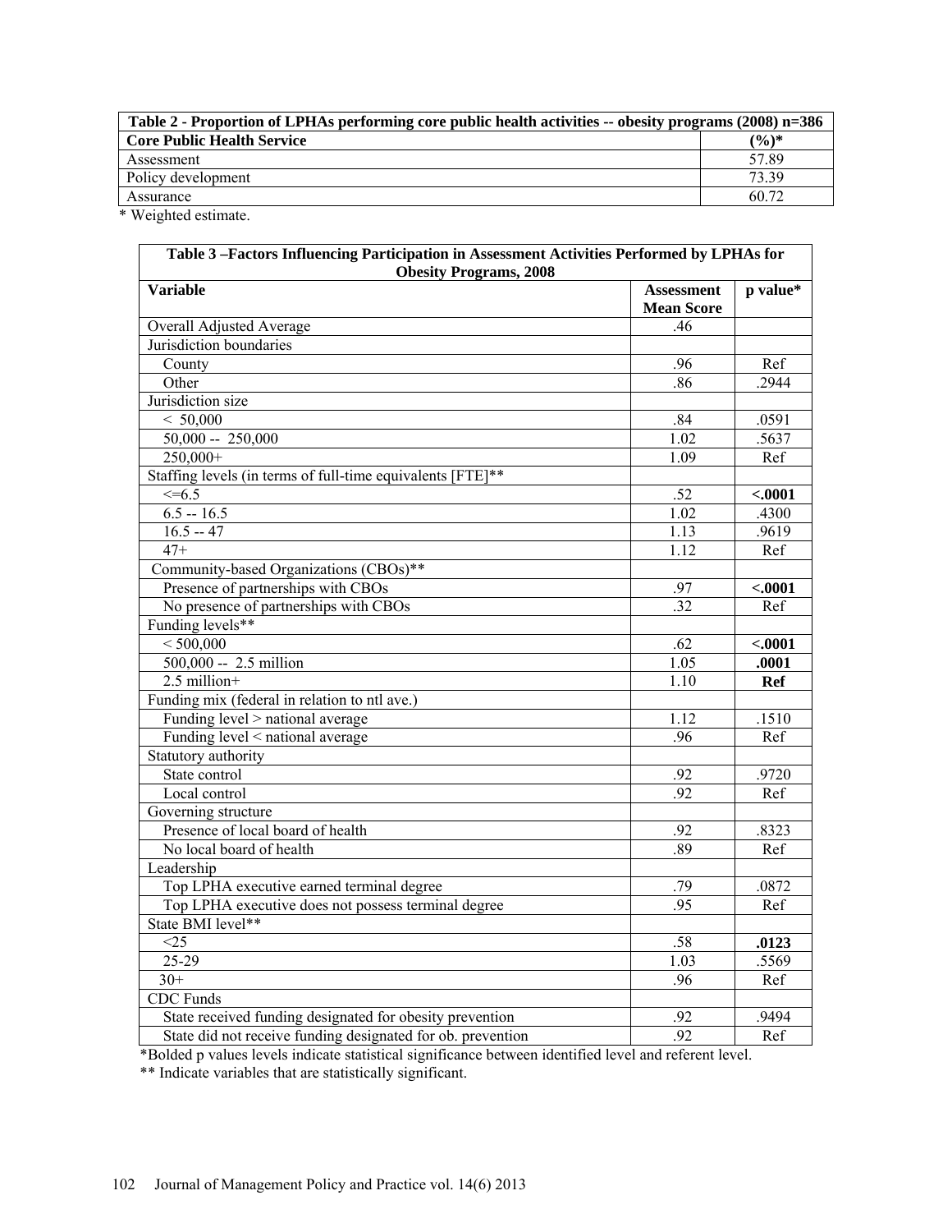| Table 2 - Proportion of LPHAs performing core public health activities -- obesity programs (2008) n=386 | |
|---|---|
| **Core Public Health Service** | **(%)*** |
| Assessment | 57.89 |
| Policy development | 73.39 |
| Assurance | 60.72 |

* Weighted estimate.

| Table 3 –Factors Influencing Participation in Assessment Activities Performed by LPHAs for Obesity Programs, 2008 | | |
|---|---|---|
| **Variable** | **Assessment Mean Score** | **p value*** |
| Overall Adjusted Average | .46 | |
| Jurisdiction boundaries | | |
| County | .96 | Ref |
| Other | .86 | .2944 |
| Jurisdiction size | | |
| < 50,000 | .84 | .0591 |
| 50,000 -- 250,000 | 1.02 | .5637 |
| 250,000+ | 1.09 | Ref |
| Staffing levels (in terms of full-time equivalents [FTE]** | | |
| <=6.5 | .52 | **<.0001** |
| 6.5 -- 16.5 | 1.02 | .4300 |
| 16.5 -- 47 | 1.13 | .9619 |
| 47+ | 1.12 | Ref |
| Community-based Organizations (CBOs)** | | |
| Presence of partnerships with CBOs | .97 | **<.0001** |
| No presence of partnerships with CBOs | .32 | Ref |
| Funding levels** | | |
| < 500,000 | .62 | **<.0001** |
| 500,000 -- 2.5 million | 1.05 | **.0001** |
| 2.5 million+ | 1.10 | **Ref** |
| Funding mix (federal in relation to ntl ave.) | | |
| Funding level > national average | 1.12 | .1510 |
| Funding level < national average | .96 | Ref |
| Statutory authority | | |
| State control | .92 | .9720 |
| Local control | .92 | Ref |
| Governing structure | | |
| Presence of local board of health | .92 | .8323 |
| No local board of health | .89 | Ref |
| Leadership | | |
| Top LPHA executive earned terminal degree | .79 | .0872 |
| Top LPHA executive does not possess terminal degree | .95 | Ref |
| State BMI level** | | |
| <25 | .58 | **.0123** |
| 25-29 | 1.03 | .5569 |
| 30+ | .96 | Ref |
| CDC Funds | | |
| State received funding designated for obesity prevention | .92 | .9494 |
| State did not receive funding designated for ob. prevention | .92 | Ref |

*Bolded p values levels indicate statistical significance between identified level and referent level.

** Indicate variables that are statistically significant.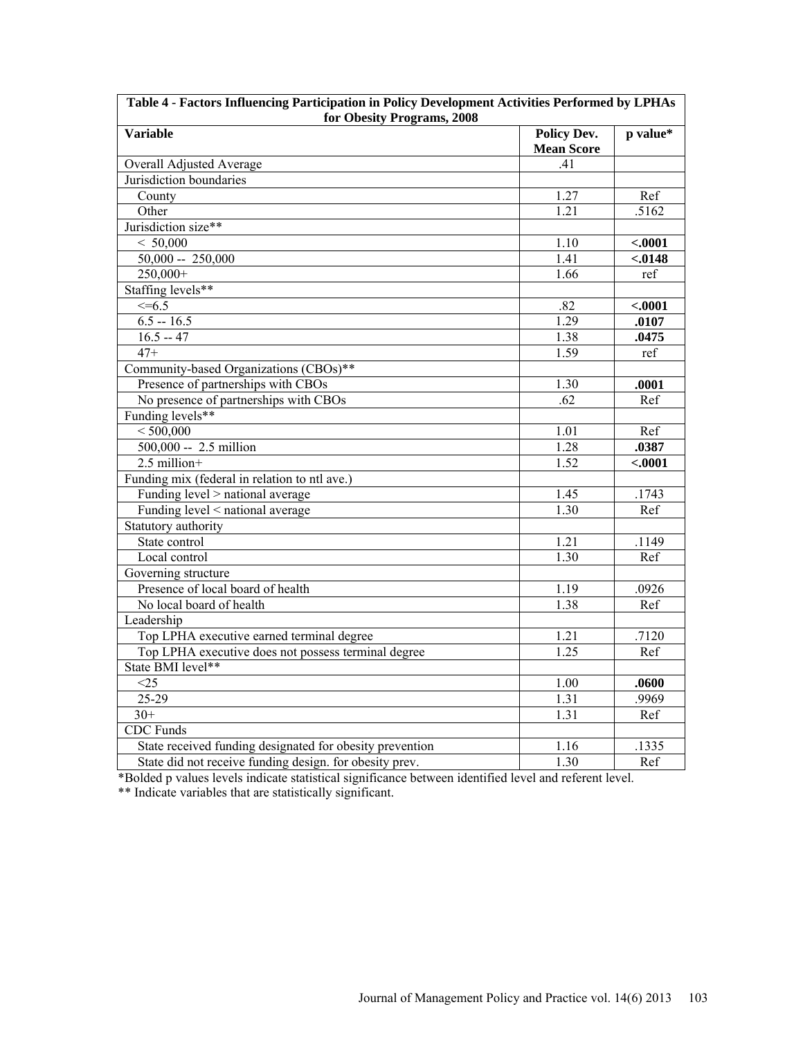| Table 4 - Factors Influencing Participation in Policy Development Activities Performed by LPHAs for Obesity Programs, 2008 | | |
|---|---|---|
| **Variable** | **Policy Dev. Mean Score** | **p value*** |
| Overall Adjusted Average | .41 | |
| Jurisdiction boundaries | | |
| County | 1.27 | Ref |
| Other | 1.21 | .5162 |
| Jurisdiction size** | | |
| < 50,000 | 1.10 | **<.0001** |
| 50,000 -- 250,000 | 1.41 | **<.0148** |
| 250,000+ | 1.66 | ref |
| Staffing levels** | | |
| <=6.5 | .82 | **<.0001** |
| 6.5 -- 16.5 | 1.29 | **.0107** |
| 16.5 -- 47 | 1.38 | **.0475** |
| 47+ | 1.59 | ref |
| Community-based Organizations (CBOs)** | | |
| Presence of partnerships with CBOs | 1.30 | **.0001** |
| No presence of partnerships with CBOs | .62 | Ref |
| Funding levels** | | |
| < 500,000 | 1.01 | Ref |
| 500,000 -- 2.5 million | 1.28 | **.0387** |
| 2.5 million+ | 1.52 | **<.0001** |
| Funding mix (federal in relation to ntl ave.) | | |
| Funding level > national average | 1.45 | .1743 |
| Funding level < national average | 1.30 | Ref |
| Statutory authority | | |
| State control | 1.21 | .1149 |
| Local control | 1.30 | Ref |
| Governing structure | | |
| Presence of local board of health | 1.19 | .0926 |
| No local board of health | 1.38 | Ref |
| Leadership | | |
| Top LPHA executive earned terminal degree | 1.21 | .7120 |
| Top LPHA executive does not possess terminal degree | 1.25 | Ref |
| State BMI level** | | |
| <25 | 1.00 | **.0600** |
| 25-29 | 1.31 | .9969 |
| 30+ | 1.31 | Ref |
| CDC Funds | | |
| State received funding designated for obesity prevention | 1.16 | .1335 |
| State did not receive funding design. for obesity prev. | 1.30 | Ref |

*Bolded p values levels indicate statistical significance between identified level and referent level.
** Indicate variables that are statistically significant.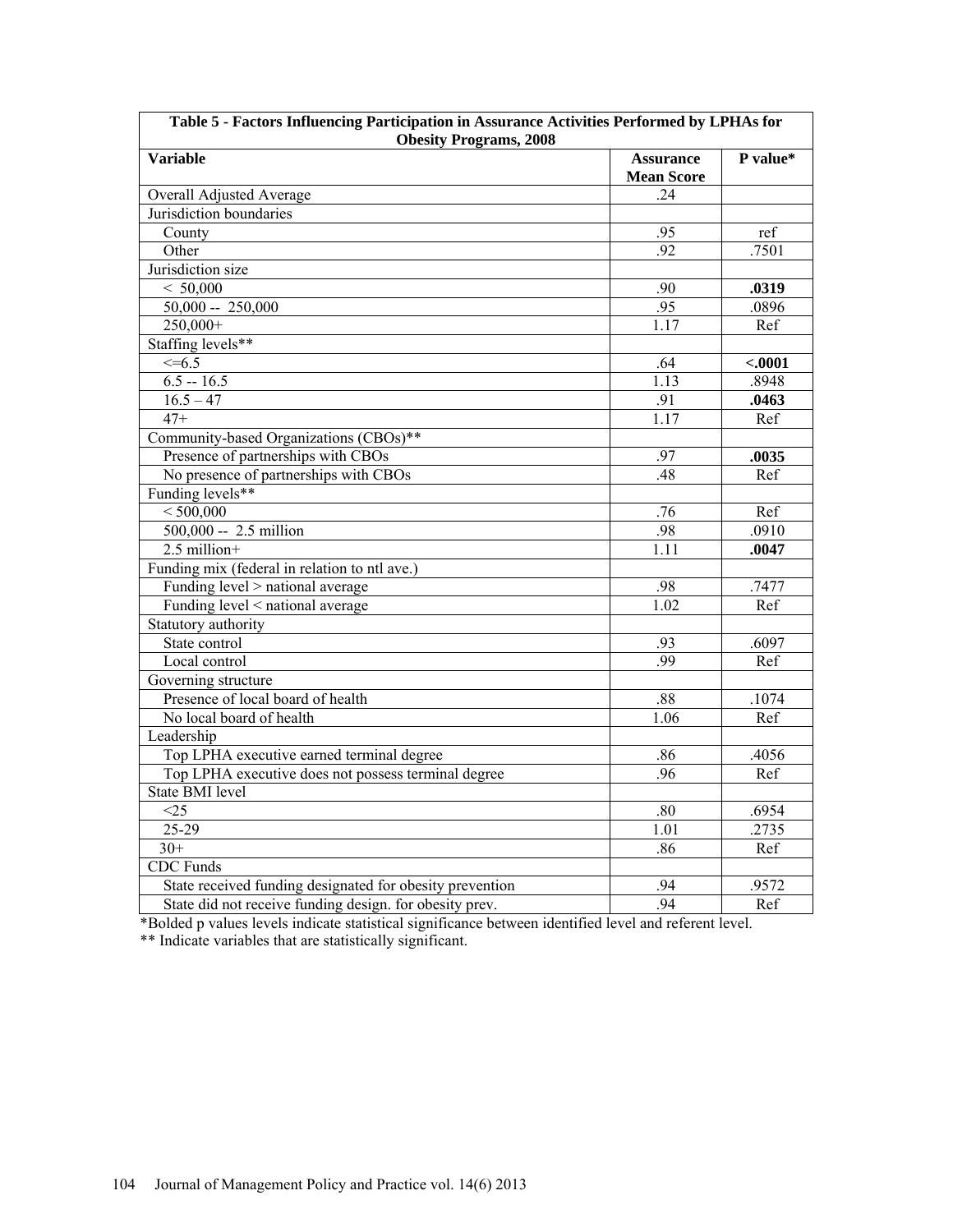| Table 5 - Factors Influencing Participation in Assurance Activities Performed by LPHAs for Obesity Programs, 2008 | | |
|---|---|---|
| **Variable** | **Assurance Mean Score** | **P value*** |
| Overall Adjusted Average | .24 | |
| Jurisdiction boundaries | | |
| County | .95 | ref |
| Other | .92 | .7501 |
| Jurisdiction size | | |
| < 50,000 | .90 | **.0319** |
| 50,000 -- 250,000 | .95 | .0896 |
| 250,000+ | 1.17 | Ref |
| Staffing levels** | | |
| <=6.5 | .64 | **<.0001** |
| 6.5 -- 16.5 | 1.13 | .8948 |
| 16.5 – 47 | .91 | **.0463** |
| 47+ | 1.17 | Ref |
| Community-based Organizations (CBOs)** | | |
| Presence of partnerships with CBOs | .97 | **.0035** |
| No presence of partnerships with CBOs | .48 | Ref |
| Funding levels** | | |
| < 500,000 | .76 | Ref |
| 500,000 -- 2.5 million | .98 | .0910 |
| 2.5 million+ | 1.11 | **.0047** |
| Funding mix (federal in relation to ntl ave.) | | |
| Funding level > national average | .98 | .7477 |
| Funding level < national average | 1.02 | Ref |
| Statutory authority | | |
| State control | .93 | .6097 |
| Local control | .99 | Ref |
| Governing structure | | |
| Presence of local board of health | .88 | .1074 |
| No local board of health | 1.06 | Ref |
| Leadership | | |
| Top LPHA executive earned terminal degree | .86 | .4056 |
| Top LPHA executive does not possess terminal degree | .96 | Ref |
| State BMI level | | |
| <25 | .80 | .6954 |
| 25-29 | 1.01 | .2735 |
| 30+ | .86 | Ref |
| CDC Funds | | |
| State received funding designated for obesity prevention | .94 | .9572 |
| State did not receive funding design. for obesity prev. | .94 | Ref |

*Bolded p values levels indicate statistical significance between identified level and referent level.
** Indicate variables that are statistically significant.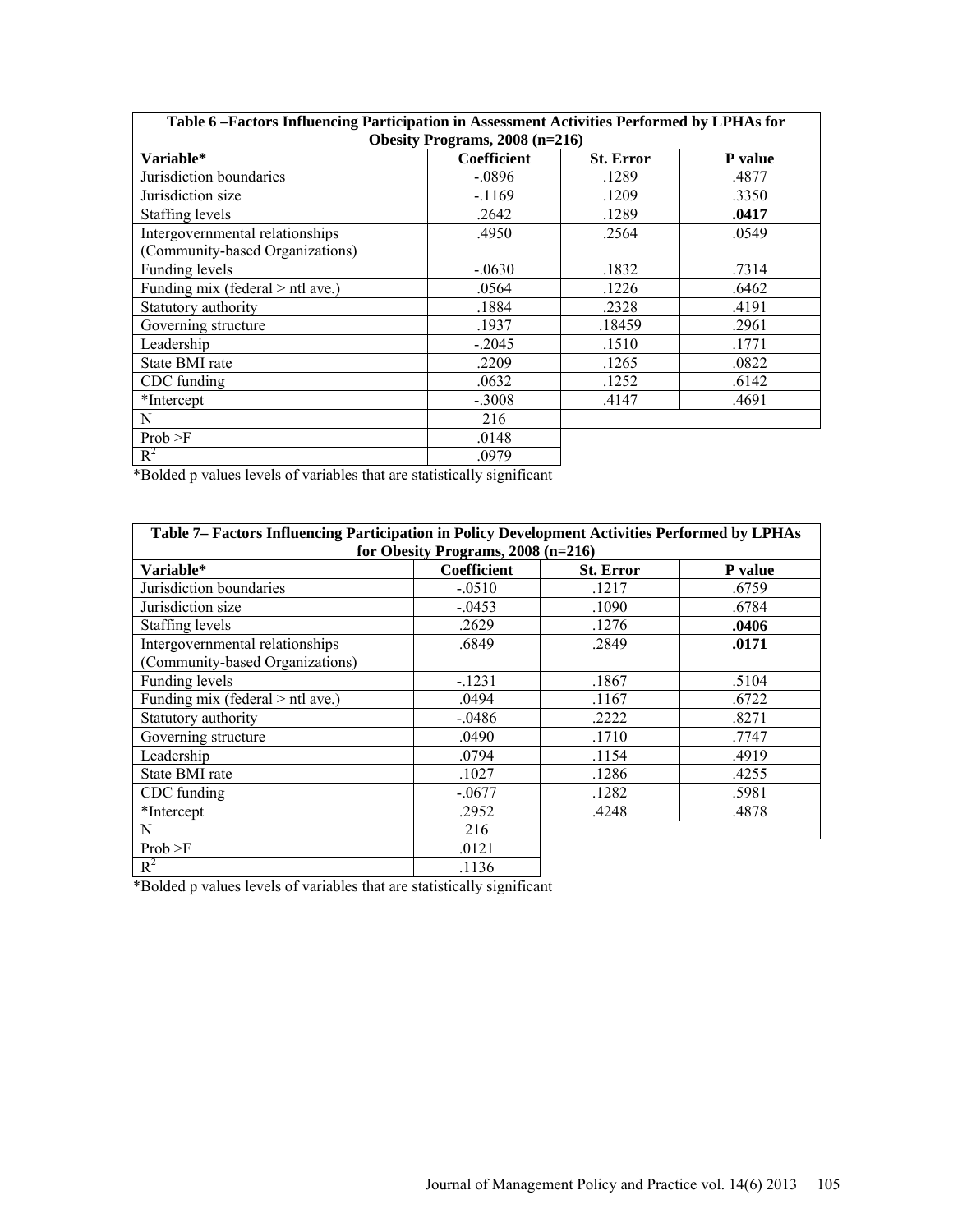| **Table 6 –Factors Influencing Participation in Assessment Activities Performed by LPHAs for Obesity Programs, 2008 (n=216)** | | | |
|---|---|---|---|
| **Variable*** | **Coefficient** | **St. Error** | **P value** |
| Jurisdiction boundaries | -.0896 | .1289 | .4877 |
| Jurisdiction size | -.1169 | .1209 | .3350 |
| Staffing levels | .2642 | .1289 | **.0417** |
| Intergovernmental relationships (Community-based Organizations) | .4950 | .2564 | .0549 |
| Funding levels | -.0630 | .1832 | .7314 |
| Funding mix (federal > ntl ave.) | .0564 | .1226 | .6462 |
| Statutory authority | .1884 | .2328 | .4191 |
| Governing structure | .1937 | .18459 | .2961 |
| Leadership | -.2045 | .1510 | .1771 |
| State BMI rate | .2209 | .1265 | .0822 |
| CDC funding | .0632 | .1252 | .6142 |
| *Intercept | -.3008 | .4147 | .4691 |
| N | 216 | | |
| Prob >F | .0148 | | |
| $R^2$ | .0979 | | |

*Bolded p values levels of variables that are statistically significant

| **Table 7– Factors Influencing Participation in Policy Development Activities Performed by LPHAs for Obesity Programs, 2008 (n=216)** | | | |
|---|---|---|---|
| **Variable*** | **Coefficient** | **St. Error** | **P value** |
| Jurisdiction boundaries | -.0510 | .1217 | .6759 |
| Jurisdiction size | -.0453 | .1090 | .6784 |
| Staffing levels | .2629 | .1276 | **.0406** |
| Intergovernmental relationships (Community-based Organizations) | .6849 | .2849 | **.0171** |
| Funding levels | -.1231 | .1867 | .5104 |
| Funding mix (federal > ntl ave.) | .0494 | .1167 | .6722 |
| Statutory authority | -.0486 | .2222 | .8271 |
| Governing structure | .0490 | .1710 | .7747 |
| Leadership | .0794 | .1154 | .4919 |
| State BMI rate | .1027 | .1286 | .4255 |
| CDC funding | -.0677 | .1282 | .5981 |
| *Intercept | .2952 | .4248 | .4878 |
| N | 216 | | |
| Prob >F | .0121 | | |
| $R^2$ | .1136 | | |

*Bolded p values levels of variables that are statistically significant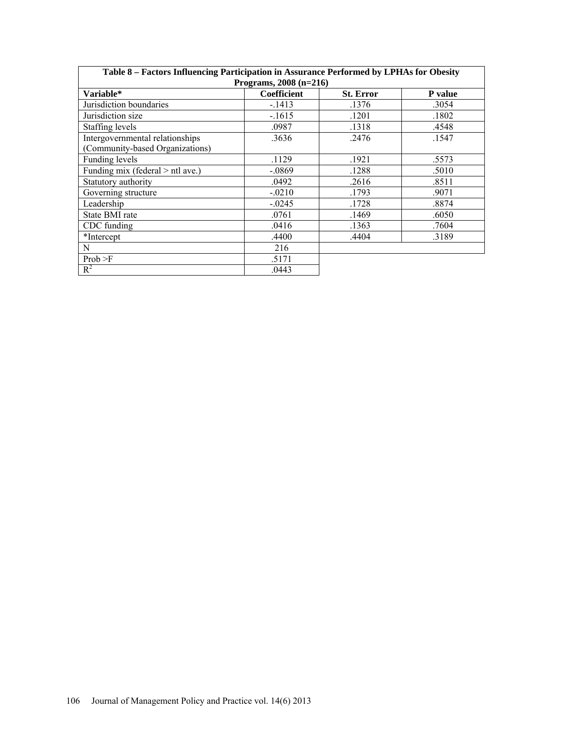**Table 8 – Factors Influencing Participation in Assurance Performed by LPHAs for Obesity Programs, 2008 (n=216)**

| Variable* | Coefficient | St. Error | P value |
|---|---|---|---|
| Jurisdiction boundaries | -.1413 | .1376 | .3054 |
| Jurisdiction size | -.1615 | .1201 | .1802 |
| Staffing levels | .0987 | .1318 | .4548 |
| Intergovernmental relationships (Community-based Organizations) | .3636 | .2476 | .1547 |
| Funding levels | .1129 | .1921 | .5573 |
| Funding mix (federal > ntl ave.) | -.0869 | .1288 | .5010 |
| Statutory authority | .0492 | .2616 | .8511 |
| Governing structure | -.0210 | .1793 | .9071 |
| Leadership | -.0245 | .1728 | .8874 |
| State BMI rate | .0761 | .1469 | .6050 |
| CDC funding | .0416 | .1363 | .7604 |
| *Intercept | .4400 | .4404 | .3189 |
| N | 216 | | |
| Prob >F | .5171 | | |
| $R^2$ | .0443 | | |